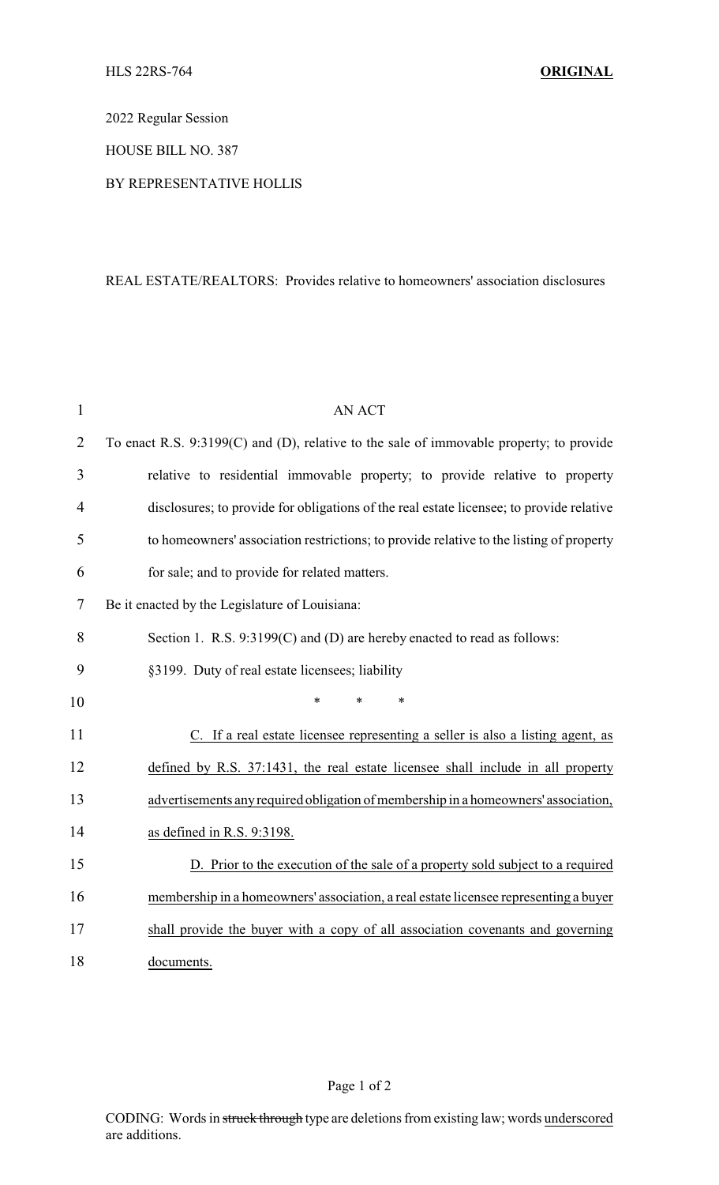HLS 22RS-764 **ORIGINAL**

2022 Regular Session

HOUSE BILL NO. 387

BY REPRESENTATIVE HOLLIS

REAL ESTATE/REALTORS: Provides relative to homeowners' association disclosures

AN ACT

To enact R.S. 9:3199(C) and (D), relative to the sale of immovable property; to provide relative to residential immovable property; to provide relative to property disclosures; to provide for obligations of the real estate licensee; to provide relative to homeowners' association restrictions; to provide relative to the listing of property for sale; and to provide for related matters.

Be it enacted by the Legislature of Louisiana:

Section 1. R.S. 9:3199(C) and (D) are hereby enacted to read as follows:

§3199. Duty of real estate licensees; liability

\* \* \*

C. If a real estate licensee representing a seller is also a listing agent, as defined by R.S. 37:1431, the real estate licensee shall include in all property advertisements any required obligation of membership in a homeowners' association, as defined in R.S. 9:3198.

D. Prior to the execution of the sale of a property sold subject to a required membership in a homeowners' association, a real estate licensee representing a buyer shall provide the buyer with a copy of all association covenants and governing documents.

CODING: Words in ~~struck through~~ type are deletions from existing law; words underscored are additions.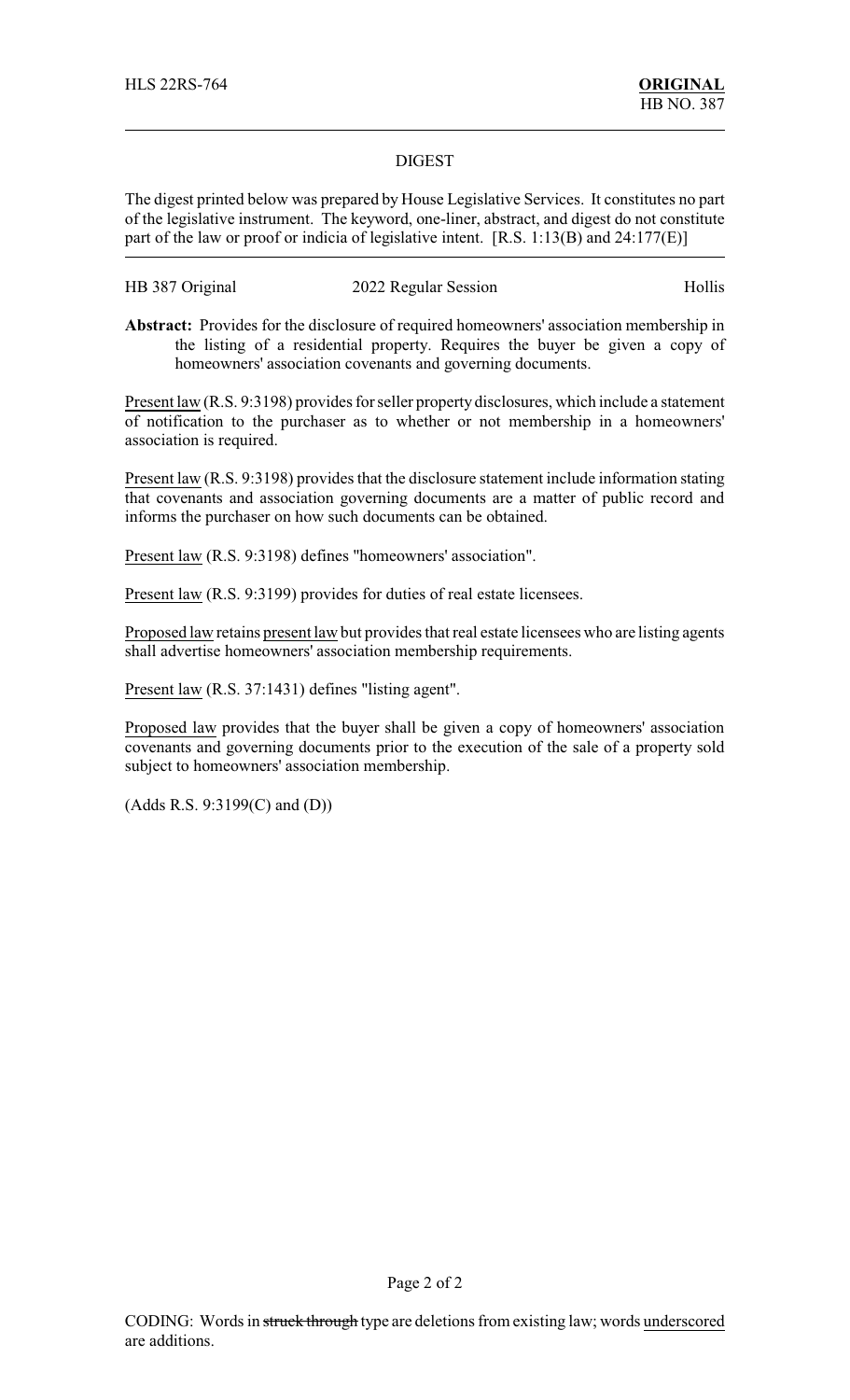HLS 22RS-764 **ORIGINAL**
HB NO. 387

## DIGEST

The digest printed below was prepared by House Legislative Services. It constitutes no part of the legislative instrument. The keyword, one-liner, abstract, and digest do not constitute part of the law or proof or indicia of legislative intent. [R.S. 1:13(B) and 24:177(E)]

HB 387 Original 2022 Regular Session Hollis

**Abstract:** Provides for the disclosure of required homeowners' association membership in the listing of a residential property. Requires the buyer be given a copy of homeowners' association covenants and governing documents.

Present law (R.S. 9:3198) provides for seller property disclosures, which include a statement of notification to the purchaser as to whether or not membership in a homeowners' association is required.

Present law (R.S. 9:3198) provides that the disclosure statement include information stating that covenants and association governing documents are a matter of public record and informs the purchaser on how such documents can be obtained.

Present law (R.S. 9:3198) defines "homeowners' association".

Present law (R.S. 9:3199) provides for duties of real estate licensees.

Proposed law retains present law but provides that real estate licensees who are listing agents shall advertise homeowners' association membership requirements.

Present law (R.S. 37:1431) defines "listing agent".

Proposed law provides that the buyer shall be given a copy of homeowners' association covenants and governing documents prior to the execution of the sale of a property sold subject to homeowners' association membership.

(Adds R.S. 9:3199(C) and (D))

CODING: Words in ~~struck through~~ type are deletions from existing law; words underscored are additions.